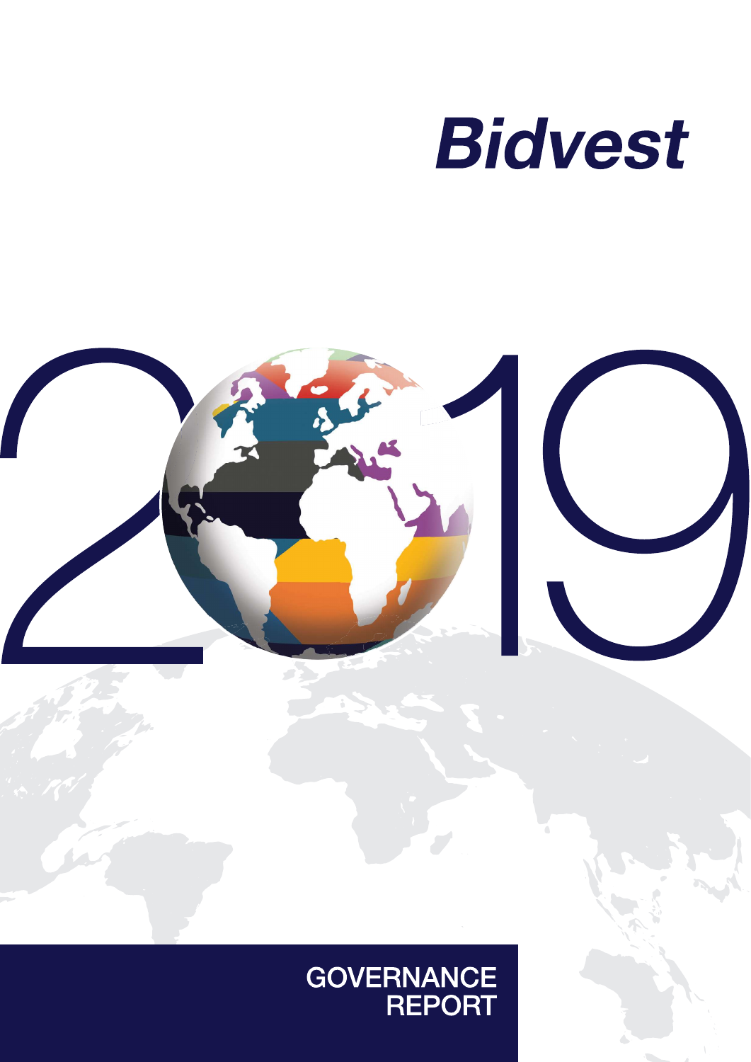# Bidvest

2019

## GOVERNANCE REPORT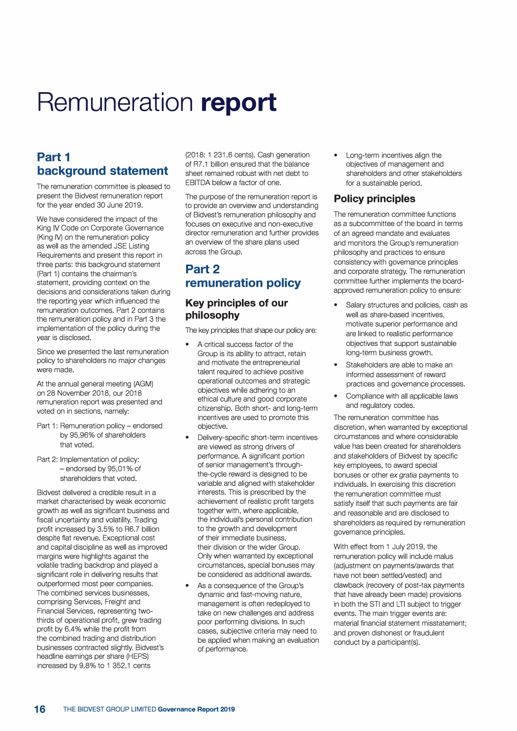# Remuneration **report**

## Part 1 background statement

The remuneration committee is pleased to present the Bidvest remuneration report for the year ended 30 June 2019.

We have considered the impact of the King IV Code on Corporate Governance (King IV) on the remuneration policy as well as the amended JSE Listing Requirements and present this report in three parts: this background statement (Part 1) contains the chairman's statement, providing context on the decisions and considerations taken during the reporting year which influenced the remuneration outcomes. Part 2 contains the remuneration policy and in Part 3 the implementation of the policy during the year is disclosed.

Since we presented the last remuneration policy to shareholders no major changes were made.

At the annual general meeting (AGM) on 28 November 2018, our 2018 remuneration report was presented and voted on in sections, namely:

Part 1: Remuneration policy – endorsed by 95,96% of shareholders that voted.

Part 2: Implementation of policy: – endorsed by 95,01% of shareholders that voted.

Bidvest delivered a credible result in a market characterised by weak economic growth as well as significant business and fiscal uncertainty and volatility. Trading profit increased by 3.5% to R6.7 billion despite flat revenue. Exceptional cost and capital discipline as well as improved margins were highlights against the volatile trading backdrop and played a significant role in delivering results that outperformed most peer companies. The combined services businesses, comprising Services, Freight and Financial Services, representing two-thirds of operational profit, grew trading profit by 6.4% while the profit from the combined trading and distribution businesses contracted slightly. Bidvest's headline earnings per share (HEPS) increased by 9.8% to 1 352.1 cents (2018: 1 231.6 cents). Cash generation of R7.1 billion ensured that the balance sheet remained robust with net debt to EBITDA below a factor of one.

The purpose of the remuneration report is to provide an overview and understanding of Bidvest's remuneration philosophy and focuses on executive and non-executive director remuneration and further provides an overview of the share plans used across the Group.

## Part 2 remuneration policy

### Key principles of our philosophy

The key principles that shape our policy are:

- A critical success factor of the Group is its ability to attract, retain and motivate the entrepreneurial talent required to achieve positive operational outcomes and strategic objectives while adhering to an ethical culture and good corporate citizenship. Both short- and long-term incentives are used to promote this objective.
- Delivery-specific short-term incentives are viewed as strong drivers of performance. A significant portion of senior management's through-the-cycle reward is designed to be variable and aligned with stakeholder interests. This is prescribed by the achievement of realistic profit targets together with, where applicable, the individual's personal contribution to the growth and development of their immediate business, their division or the wider Group. Only when warranted by exceptional circumstances, special bonuses may be considered as additional awards.
- As a consequence of the Group's dynamic and fast-moving nature, management is often redeployed to take on new challenges and address poor performing divisions. In such cases, subjective criteria may need to be applied when making an evaluation of performance.
- Long-term incentives align the objectives of management and shareholders and other stakeholders for a sustainable period.

### Policy principles

The remuneration committee functions as a subcommittee of the board in terms of an agreed mandate and evaluates and monitors the Group's remuneration philosophy and practices to ensure consistency with governance principles and corporate strategy. The remuneration committee further implements the board-approved remuneration policy to ensure:

- Salary structures and policies, cash as well as share-based incentives, motivate superior performance and are linked to realistic performance objectives that support sustainable long-term business growth.
- Stakeholders are able to make an informed assessment of reward practices and governance processes.
- Compliance with all applicable laws and regulatory codes.

The remuneration committee has discretion, when warranted by exceptional circumstances and where considerable value has been created for shareholders and stakeholders of Bidvest by specific key employees, to award special bonuses or other *ex gratia* payments to individuals. In exercising this discretion the remuneration committee must satisfy itself that such payments are fair and reasonable and are disclosed to shareholders as required by remuneration governance principles.

With effect from 1 July 2019, the remuneration policy will include malus (adjustment on payments/awards that have not been settled/vested) and clawback (recovery of post-tax payments that have already been made) provisions in both the STI and LTI subject to trigger events. The main trigger events are: material financial statement misstatement; and proven dishonest or fraudulent conduct by a participant(s).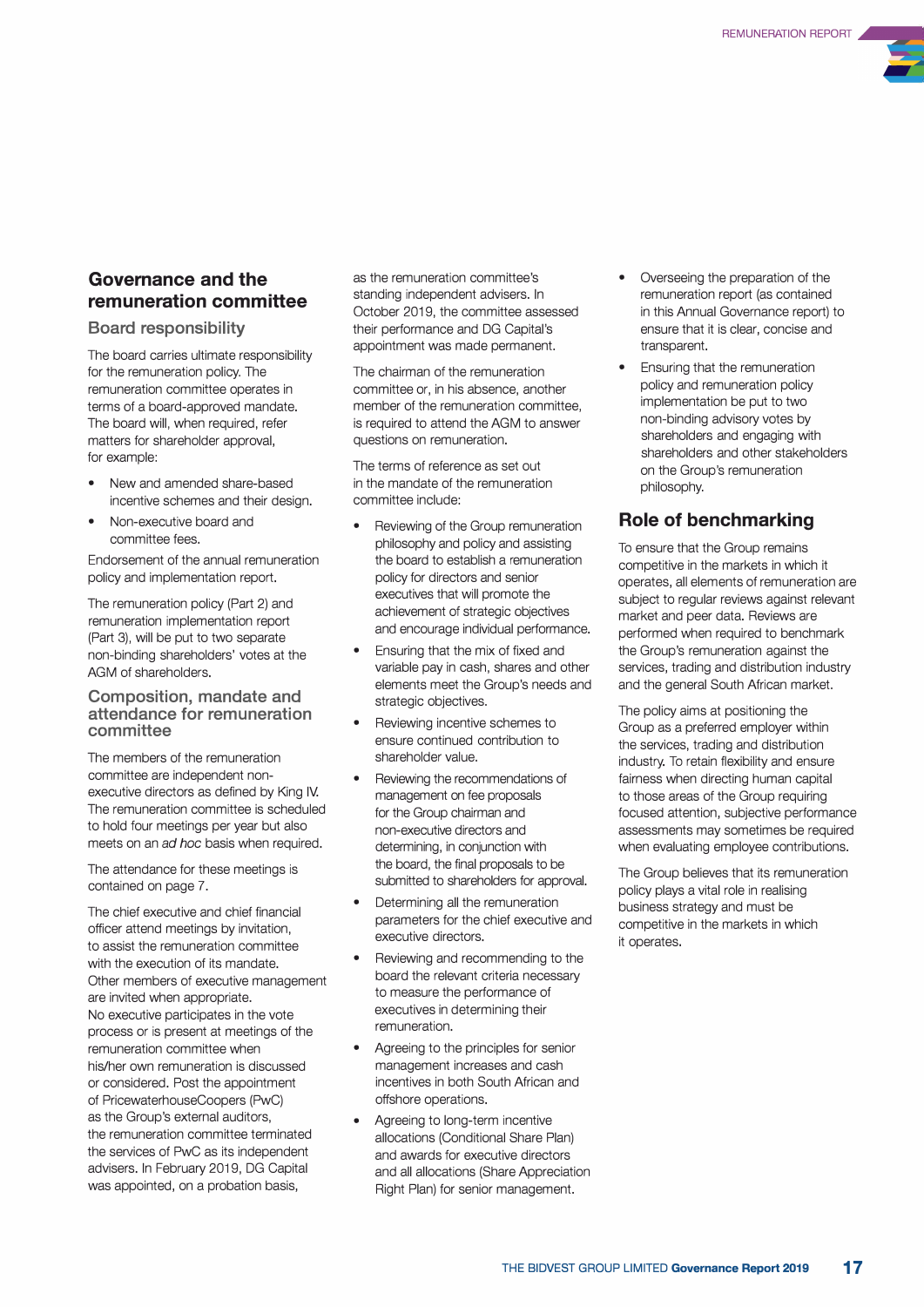## Governance and the remuneration committee

### Board responsibility

The board carries ultimate responsibility for the remuneration policy. The remuneration committee operates in terms of a board-approved mandate. The board will, when required, refer matters for shareholder approval, for example:

- New and amended share-based incentive schemes and their design.
- Non-executive board and committee fees.

Endorsement of the annual remuneration policy and implementation report.

The remuneration policy (Part 2) and remuneration implementation report (Part 3), will be put to two separate non-binding shareholders' votes at the AGM of shareholders.

### Composition, mandate and attendance for remuneration committee

The members of the remuneration committee are independent non-executive directors as defined by King IV. The remuneration committee is scheduled to hold four meetings per year but also meets on an *ad hoc* basis when required.

The attendance for these meetings is contained on page 7.

The chief executive and chief financial officer attend meetings by invitation, to assist the remuneration committee with the execution of its mandate. Other members of executive management are invited when appropriate. No executive participates in the vote process or is present at meetings of the remuneration committee when his/her own remuneration is discussed or considered. Post the appointment of PricewaterhouseCoopers (PwC) as the Group's external auditors, the remuneration committee terminated the services of PwC as its independent advisers. In February 2019, DG Capital was appointed, on a probation basis, as the remuneration committee's standing independent advisers. In October 2019, the committee assessed their performance and DG Capital's appointment was made permanent.

The chairman of the remuneration committee or, in his absence, another member of the remuneration committee, is required to attend the AGM to answer questions on remuneration.

The terms of reference as set out in the mandate of the remuneration committee include:

- Reviewing of the Group remuneration philosophy and policy and assisting the board to establish a remuneration policy for directors and senior executives that will promote the achievement of strategic objectives and encourage individual performance.
- Ensuring that the mix of fixed and variable pay in cash, shares and other elements meet the Group's needs and strategic objectives.
- Reviewing incentive schemes to ensure continued contribution to shareholder value.
- Reviewing the recommendations of management on fee proposals for the Group chairman and non-executive directors and determining, in conjunction with the board, the final proposals to be submitted to shareholders for approval.
- Determining all the remuneration parameters for the chief executive and executive directors.
- Reviewing and recommending to the board the relevant criteria necessary to measure the performance of executives in determining their remuneration.
- Agreeing to the principles for senior management increases and cash incentives in both South African and offshore operations.
- Agreeing to long-term incentive allocations (Conditional Share Plan) and awards for executive directors and all allocations (Share Appreciation Right Plan) for senior management.
- Overseeing the preparation of the remuneration report (as contained in this Annual Governance report) to ensure that it is clear, concise and transparent.
- Ensuring that the remuneration policy and remuneration policy implementation be put to two non-binding advisory votes by shareholders and engaging with shareholders and other stakeholders on the Group's remuneration philosophy.

## Role of benchmarking

To ensure that the Group remains competitive in the markets in which it operates, all elements of remuneration are subject to regular reviews against relevant market and peer data. Reviews are performed when required to benchmark the Group's remuneration against the services, trading and distribution industry and the general South African market.

The policy aims at positioning the Group as a preferred employer within the services, trading and distribution industry. To retain flexibility and ensure fairness when directing human capital to those areas of the Group requiring focused attention, subjective performance assessments may sometimes be required when evaluating employee contributions.

The Group believes that its remuneration policy plays a vital role in realising business strategy and must be competitive in the markets in which it operates.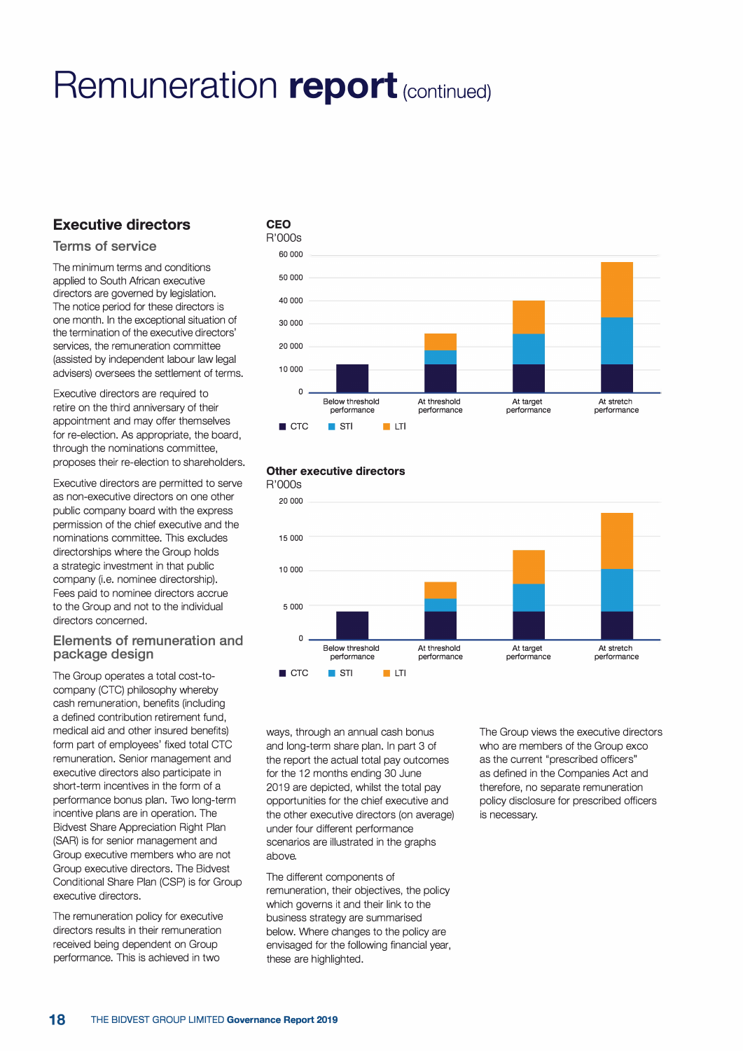# Remuneration **report** (continued)

## Executive directors

### Terms of service

The minimum terms and conditions applied to South African executive directors are governed by legislation. The notice period for these directors is one month. In the exceptional situation of the termination of the executive directors' services, the remuneration committee (assisted by independent labour law legal advisers) oversees the settlement of terms.

Executive directors are required to retire on the third anniversary of their appointment and may offer themselves for re-election. As appropriate, the board, through the nominations committee, proposes their re-election to shareholders.

Executive directors are permitted to serve as non-executive directors on one other public company board with the express permission of the chief executive and the nominations committee. This excludes directorships where the Group holds a strategic investment in that public company (i.e. nominee directorship). Fees paid to nominee directors accrue to the Group and not to the individual directors concerned.

### Elements of remuneration and package design

The Group operates a total cost-to-company (CTC) philosophy whereby cash remuneration, benefits (including a defined contribution retirement fund, medical aid and other insured benefits) form part of employees' fixed total CTC remuneration. Senior management and executive directors also participate in short-term incentives in the form of a performance bonus plan. Two long-term incentive plans are in operation. The Bidvest Share Appreciation Right Plan (SAR) is for senior management and Group executive members who are not Group executive directors. The Bidvest Conditional Share Plan (CSP) is for Group executive directors.

The remuneration policy for executive directors results in their remuneration received being dependent on Group performance. This is achieved in two ways, through an annual cash bonus and long-term share plan. In part 3 of the report the actual total pay outcomes for the 12 months ending 30 June 2019 are depicted, whilst the total pay opportunities for the chief executive and the other executive directors (on average) under four different performance scenarios are illustrated in the graphs above.

The different components of remuneration, their objectives, the policy which governs it and their link to the business strategy are summarised below. Where changes to the policy are envisaged for the following financial year, these are highlighted.

The Group views the executive directors who are members of the Group exco as the current "prescribed officers" as defined in the Companies Act and therefore, no separate remuneration policy disclosure for prescribed officers is necessary.

**CEO**
R'000s

(Chart: stacked bars of CTC, STI and LTI for Below threshold performance, At threshold performance, At target performance, At stretch performance; axis 0 to 60 000)

■ CTC ■ STI ■ LTI

**Other executive directors**
R'000s

(Chart: stacked bars of CTC, STI and LTI for Below threshold performance, At threshold performance, At target performance, At stretch performance; axis 0 to 20 000)

■ CTC ■ STI ■ LTI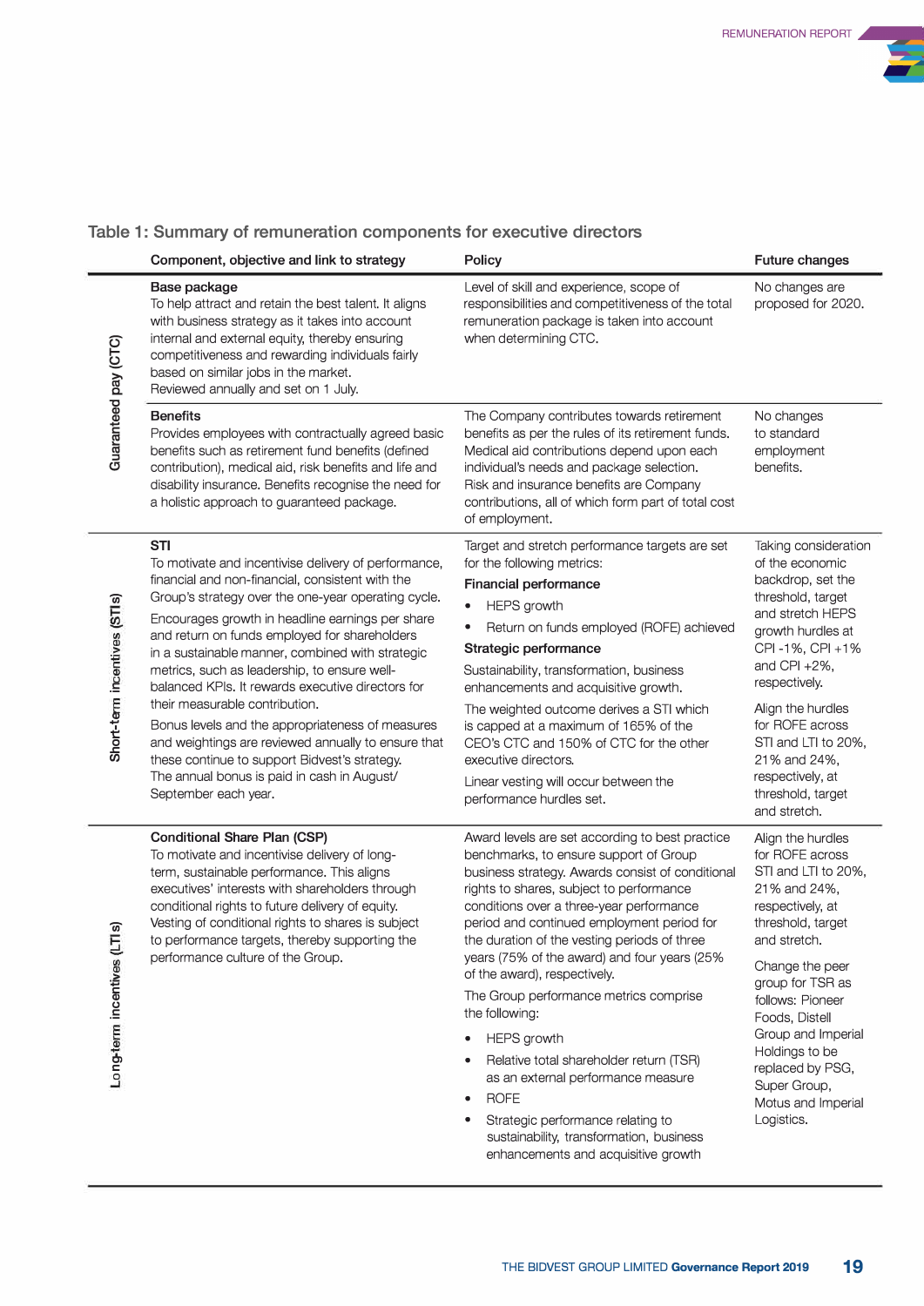## Table 1: Summary of remuneration components for executive directors

| | Component, objective and link to strategy | Policy | Future changes |
|---|---|---|---|
| Guaranteed pay (CTC) | **Base package**<br>To help attract and retain the best talent. It aligns with business strategy as it takes into account internal and external equity, thereby ensuring competitiveness and rewarding individuals fairly based on similar jobs in the market.<br>Reviewed annually and set on 1 July. | Level of skill and experience, scope of responsibilities and competitiveness of the total remuneration package is taken into account when determining CTC. | No changes are proposed for 2020. |
| | **Benefits**<br>Provides employees with contractually agreed basic benefits such as retirement fund benefits (defined contribution), medical aid, risk benefits and life and disability insurance. Benefits recognise the need for a holistic approach to guaranteed package. | The Company contributes towards retirement benefits as per the rules of its retirement funds. Medical aid contributions depend upon each individual's needs and package selection. Risk and insurance benefits are Company contributions, all of which form part of total cost of employment. | No changes to standard employment benefits. |
| Short-term incentives (STIs) | **STI**<br>To motivate and incentivise delivery of performance, financial and non-financial, consistent with the Group's strategy over the one-year operating cycle.<br>Encourages growth in headline earnings per share and return on funds employed for shareholders in a sustainable manner, combined with strategic metrics, such as leadership, to ensure well-balanced KPIs. It rewards executive directors for their measurable contribution.<br>Bonus levels and the appropriateness of measures and weightings are reviewed annually to ensure that these continue to support Bidvest's strategy.<br>The annual bonus is paid in cash in August/ September each year. | Target and stretch performance targets are set for the following metrics:<br>**Financial performance**<br>• HEPS growth<br>• Return on funds employed (ROFE) achieved<br>**Strategic performance**<br>Sustainability, transformation, business enhancements and acquisitive growth.<br>The weighted outcome derives a STI which is capped at a maximum of 165% of the CEO's CTC and 150% of CTC for the other executive directors.<br>Linear vesting will occur between the performance hurdles set. | Taking consideration of the economic backdrop, set the threshold, target and stretch HEPS growth hurdles at CPI -1%, CPI +1% and CPI +2%, respectively.<br>Align the hurdles for ROFE across STI and LTI to 20%, 21% and 24%, respectively, at threshold, target and stretch. |
| Long-term incentives (LTIs) | **Conditional Share Plan (CSP)**<br>To motivate and incentivise delivery of long-term, sustainable performance. This aligns executives' interests with shareholders through conditional rights to future delivery of equity. Vesting of conditional rights to shares is subject to performance targets, thereby supporting the performance culture of the Group. | Award levels are set according to best practice benchmarks, to ensure support of Group business strategy. Awards consist of conditional rights to shares, subject to performance conditions over a three-year performance period and continued employment period for the duration of the vesting periods of three years (75% of the award) and four years (25% of the award), respectively.<br>The Group performance metrics comprise the following:<br>• HEPS growth<br>• Relative total shareholder return (TSR) as an external performance measure<br>• ROFE<br>• Strategic performance relating to sustainability, transformation, business enhancements and acquisitive growth | Align the hurdles for ROFE across STI and LTI to 20%, 21% and 24%, respectively, at threshold, target and stretch.<br>Change the peer group for TSR as follows: Pioneer Foods, Distell Group and Imperial Holdings to be replaced by PSG, Super Group, Motus and Imperial Logistics. |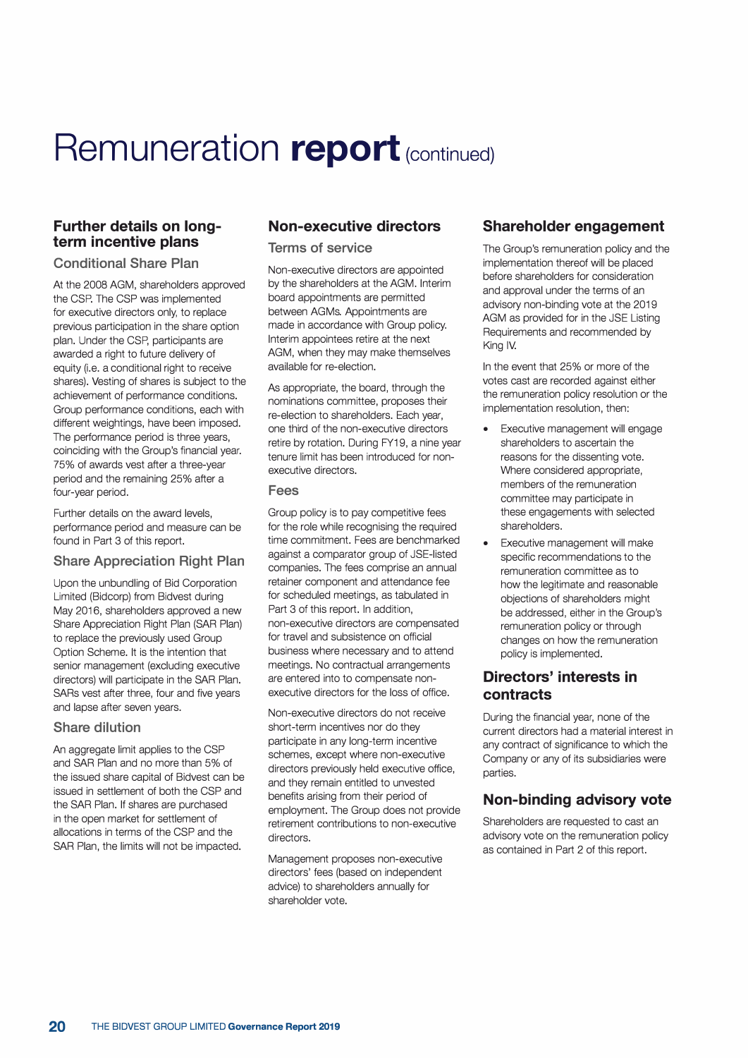# Remuneration **report** (continued)

## Further details on long-term incentive plans

### Conditional Share Plan

At the 2008 AGM, shareholders approved the CSP. The CSP was implemented for executive directors only, to replace previous participation in the share option plan. Under the CSP, participants are awarded a right to future delivery of equity (i.e. a conditional right to receive shares). Vesting of shares is subject to the achievement of performance conditions. Group performance conditions, each with different weightings, have been imposed. The performance period is three years, coinciding with the Group's financial year. 75% of awards vest after a three-year period and the remaining 25% after a four-year period.

Further details on the award levels, performance period and measure can be found in Part 3 of this report.

### Share Appreciation Right Plan

Upon the unbundling of Bid Corporation Limited (Bidcorp) from Bidvest during May 2016, shareholders approved a new Share Appreciation Right Plan (SAR Plan) to replace the previously used Group Option Scheme. It is the intention that senior management (excluding executive directors) will participate in the SAR Plan. SARs vest after three, four and five years and lapse after seven years.

### Share dilution

An aggregate limit applies to the CSP and SAR Plan and no more than 5% of the issued share capital of Bidvest can be issued in settlement of both the CSP and the SAR Plan. If shares are purchased in the open market for settlement of allocations in terms of the CSP and the SAR Plan, the limits will not be impacted.

## Non-executive directors

### Terms of service

Non-executive directors are appointed by the shareholders at the AGM. Interim board appointments are permitted between AGMs. Appointments are made in accordance with Group policy. Interim appointees retire at the next AGM, when they may make themselves available for re-election.

As appropriate, the board, through the nominations committee, proposes their re-election to shareholders. Each year, one third of the non-executive directors retire by rotation. During FY19, a nine year tenure limit has been introduced for non-executive directors.

### Fees

Group policy is to pay competitive fees for the role while recognising the required time commitment. Fees are benchmarked against a comparator group of JSE-listed companies. The fees comprise an annual retainer component and attendance fee for scheduled meetings, as tabulated in Part 3 of this report. In addition, non-executive directors are compensated for travel and subsistence on official business where necessary and to attend meetings. No contractual arrangements are entered into to compensate non-executive directors for the loss of office.

Non-executive directors do not receive short-term incentives nor do they participate in any long-term incentive schemes, except where non-executive directors previously held executive office, and they remain entitled to unvested benefits arising from their period of employment. The Group does not provide retirement contributions to non-executive directors.

Management proposes non-executive directors' fees (based on independent advice) to shareholders annually for shareholder vote.

## Shareholder engagement

The Group's remuneration policy and the implementation thereof will be placed before shareholders for consideration and approval under the terms of an advisory non-binding vote at the 2019 AGM as provided for in the JSE Listing Requirements and recommended by King IV.

In the event that 25% or more of the votes cast are recorded against either the remuneration policy resolution or the implementation resolution, then:

- Executive management will engage shareholders to ascertain the reasons for the dissenting vote. Where considered appropriate, members of the remuneration committee may participate in these engagements with selected shareholders.
- Executive management will make specific recommendations to the remuneration committee as to how the legitimate and reasonable objections of shareholders might be addressed, either in the Group's remuneration policy or through changes on how the remuneration policy is implemented.

## Directors' interests in contracts

During the financial year, none of the current directors had a material interest in any contract of significance to which the Company or any of its subsidiaries were parties.

## Non-binding advisory vote

Shareholders are requested to cast an advisory vote on the remuneration policy as contained in Part 2 of this report.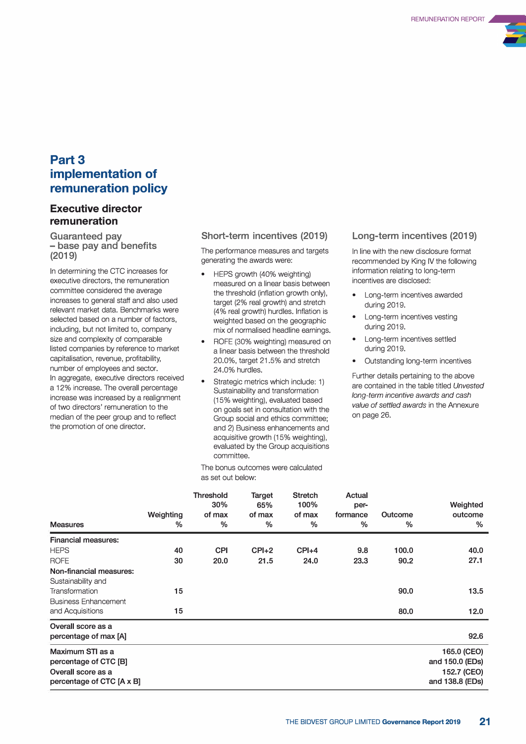# Part 3 implementation of remuneration policy

## Executive director remuneration

### Guaranteed pay – base pay and benefits (2019)

In determining the CTC increases for executive directors, the remuneration committee considered the average increases to general staff and also used relevant market data. Benchmarks were selected based on a number of factors, including, but not limited to, company size and complexity of comparable listed companies by reference to market capitalisation, revenue, profitability, number of employees and sector.

In aggregate, executive directors received a 12% increase. The overall percentage increase was increased by a realignment of two directors' remuneration to the median of the peer group and to reflect the promotion of one director.

### Short-term incentives (2019)

The performance measures and targets generating the awards were:

- HEPS growth (40% weighting) measured on a linear basis between the threshold (inflation growth only), target (2% real growth) and stretch (4% real growth) hurdles. Inflation is weighted based on the geographic mix of normalised headline earnings.
- ROFE (30% weighting) measured on a linear basis between the threshold 20.0%, target 21.5% and stretch 24.0% hurdles.
- Strategic metrics which include: 1) Sustainability and transformation (15% weighting), evaluated based on goals set in consultation with the Group social and ethics committee; and 2) Business enhancements and acquisitive growth (15% weighting), evaluated by the Group acquisitions committee.

The bonus outcomes were calculated as set out below:

| Measures | Weighting % | Threshold 30% of max % | Target 65% of max % | Stretch 100% of max % | Actual performance % | Outcome % | Weighted outcome % |
|---|---|---|---|---|---|---|---|
| **Financial measures:** | | | | | | | |
| HEPS | 40 | CPI | CPI+2 | CPI+4 | 9.8 | 100.0 | 40.0 |
| ROFE | 30 | 20.0 | 21.5 | 24.0 | 23.3 | 90.2 | 27.1 |
| **Non-financial measures:** | | | | | | | |
| Sustainability and Transformation | 15 | | | | | 90.0 | 13.5 |
| Business Enhancement and Acquisitions | 15 | | | | | 80.0 | 12.0 |
| **Overall score as a percentage of max [A]** | | | | | | | **92.6** |
| **Maximum STI as a percentage of CTC [B]** | | | | | | | **165.0 (CEO) and 150.0 (EDs)** |
| **Overall score as a percentage of CTC [A x B]** | | | | | | | **152.7 (CEO) and 138.8 (EDs)** |

### Long-term incentives (2019)

In line with the new disclosure format recommended by King IV the following information relating to long-term incentives are disclosed:

- Long-term incentives awarded during 2019.
- Long-term incentives vesting during 2019.
- Long-term incentives settled during 2019.
- Outstanding long-term incentives

Further details pertaining to the above are contained in the table titled *Unvested long-term incentive awards and cash value of settled awards* in the Annexure on page 26.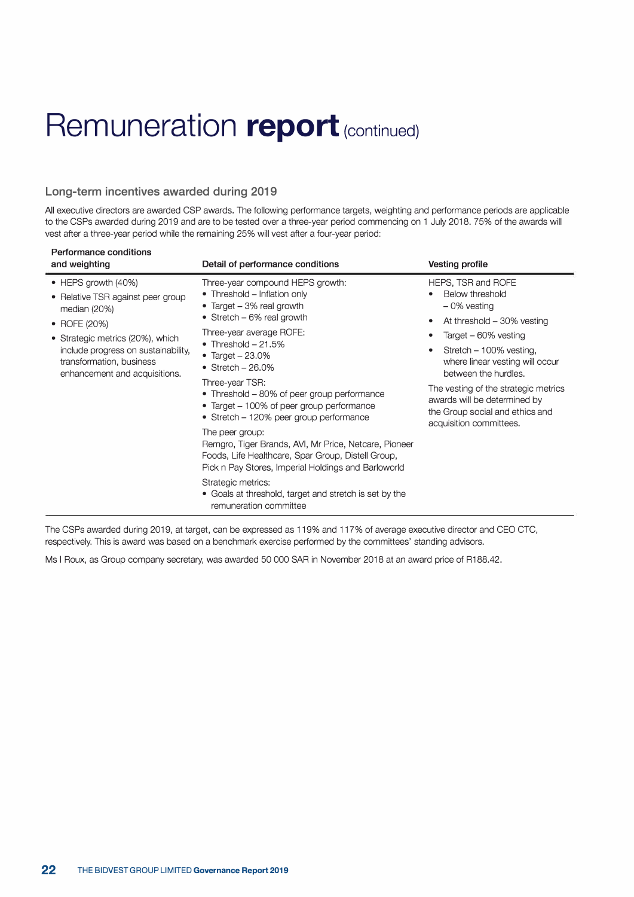# Remuneration **report** (continued)

## Long-term incentives awarded during 2019

All executive directors are awarded CSP awards. The following performance targets, weighting and performance periods are applicable to the CSPs awarded during 2019 and are to be tested over a three-year period commencing on 1 July 2018. 75% of the awards will vest after a three-year period while the remaining 25% will vest after a four-year period:

| Performance conditions and weighting | Detail of performance conditions | Vesting profile |
|---|---|---|
| • HEPS growth (40%)<br>• Relative TSR against peer group median (20%)<br>• ROFE (20%)<br>• Strategic metrics (20%), which include progress on sustainability, transformation, business enhancement and acquisitions. | Three-year compound HEPS growth:<br>• Threshold – Inflation only<br>• Target – 3% real growth<br>• Stretch – 6% real growth<br>Three-year average ROFE:<br>• Threshold – 21.5%<br>• Target – 23.0%<br>• Stretch – 26.0%<br>Three-year TSR:<br>• Threshold – 80% of peer group performance<br>• Target – 100% of peer group performance<br>• Stretch – 120% peer group performance<br>The peer group:<br>Remgro, Tiger Brands, AVI, Mr Price, Netcare, Pioneer Foods, Life Healthcare, Spar Group, Distell Group, Pick n Pay Stores, Imperial Holdings and Barloworld<br>Strategic metrics:<br>• Goals at threshold, target and stretch is set by the remuneration committee | HEPS, TSR and ROFE<br>• Below threshold – 0% vesting<br>• At threshold – 30% vesting<br>• Target – 60% vesting<br>• Stretch – 100% vesting, where linear vesting will occur between the hurdles.<br>The vesting of the strategic metrics awards will be determined by the Group social and ethics and acquisition committees. |

The CSPs awarded during 2019, at target, can be expressed as 119% and 117% of average executive director and CEO CTC, respectively. This is award was based on a benchmark exercise performed by the committees' standing advisors.

Ms I Roux, as Group company secretary, was awarded 50 000 SAR in November 2018 at an award price of R188.42.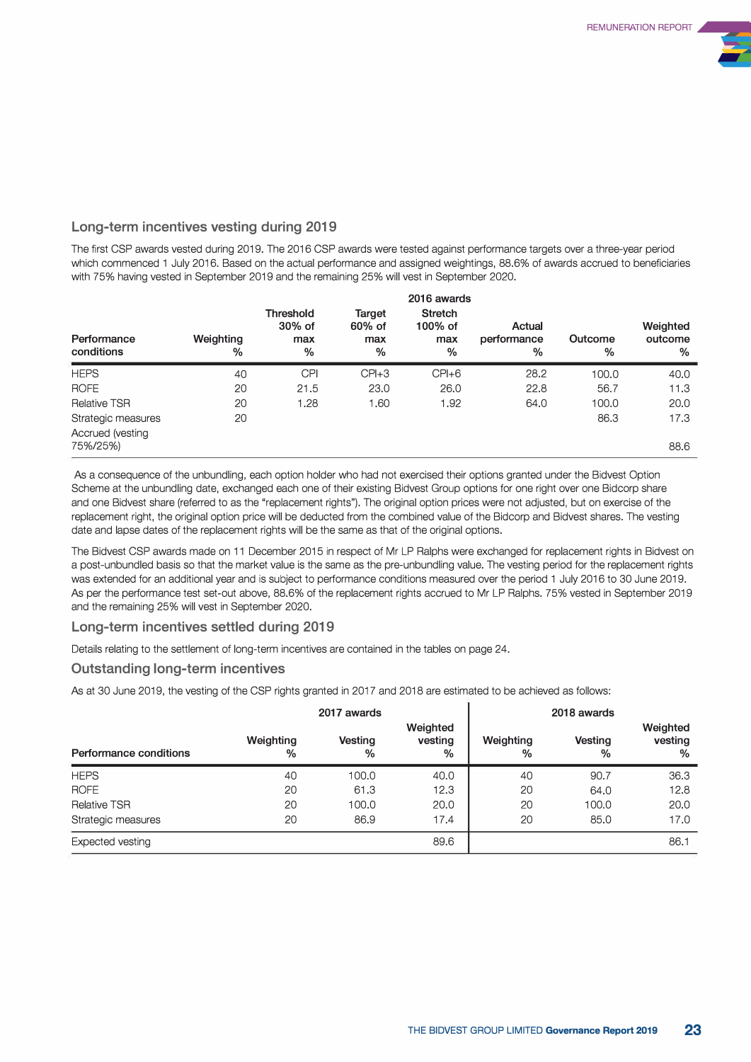## Long-term incentives vesting during 2019

The first CSP awards vested during 2019. The 2016 CSP awards were tested against performance targets over a three-year period which commenced 1 July 2016. Based on the actual performance and assigned weightings, 88.6% of awards accrued to beneficiaries with 75% having vested in September 2019 and the remaining 25% will vest in September 2020.

| | | 2016 awards | | | | | |
|---|---|---|---|---|---|---|---|
| Performance conditions | Weighting % | Threshold 30% of max % | Target 60% of max % | Stretch 100% of max % | Actual performance % | Outcome % | Weighted outcome % |
| HEPS | 40 | CPI | CPI+3 | CPI+6 | 28.2 | 100.0 | 40.0 |
| ROFE | 20 | 21.5 | 23.0 | 26.0 | 22.8 | 56.7 | 11.3 |
| Relative TSR | 20 | 1.28 | 1.60 | 1.92 | 64.0 | 100.0 | 20.0 |
| Strategic measures | 20 | | | | | 86.3 | 17.3 |
| Accrued (vesting 75%/25%) | | | | | | | 88.6 |

As a consequence of the unbundling, each option holder who had not exercised their options granted under the Bidvest Option Scheme at the unbundling date, exchanged each one of their existing Bidvest Group options for one right over one Bidcorp share and one Bidvest share (referred to as the "replacement rights"). The original option prices were not adjusted, but on exercise of the replacement right, the original option price will be deducted from the combined value of the Bidcorp and Bidvest shares. The vesting date and lapse dates of the replacement rights will be the same as that of the original options.

The Bidvest CSP awards made on 11 December 2015 in respect of Mr LP Ralphs were exchanged for replacement rights in Bidvest on a post-unbundled basis so that the market value is the same as the pre-unbundling value. The vesting period for the replacement rights was extended for an additional year and is subject to performance conditions measured over the period 1 July 2016 to 30 June 2019. As per the performance test set-out above, 88.6% of the replacement rights accrued to Mr LP Ralphs. 75% vested in September 2019 and the remaining 25% will vest in September 2020.

## Long-term incentives settled during 2019

Details relating to the settlement of long-term incentives are contained in the tables on page 24.

## Outstanding long-term incentives

As at 30 June 2019, the vesting of the CSP rights granted in 2017 and 2018 are estimated to be achieved as follows:

| | 2017 awards | | | 2018 awards | | |
|---|---|---|---|---|---|---|
| Performance conditions | Weighting % | Vesting % | Weighted vesting % | Weighting % | Vesting % | Weighted vesting % |
| HEPS | 40 | 100.0 | 40.0 | 40 | 90.7 | 36.3 |
| ROFE | 20 | 61.3 | 12.3 | 20 | 64.0 | 12.8 |
| Relative TSR | 20 | 100.0 | 20.0 | 20 | 100.0 | 20.0 |
| Strategic measures | 20 | 86.9 | 17.4 | 20 | 85.0 | 17.0 |
| Expected vesting | | | 89.6 | | | 86.1 |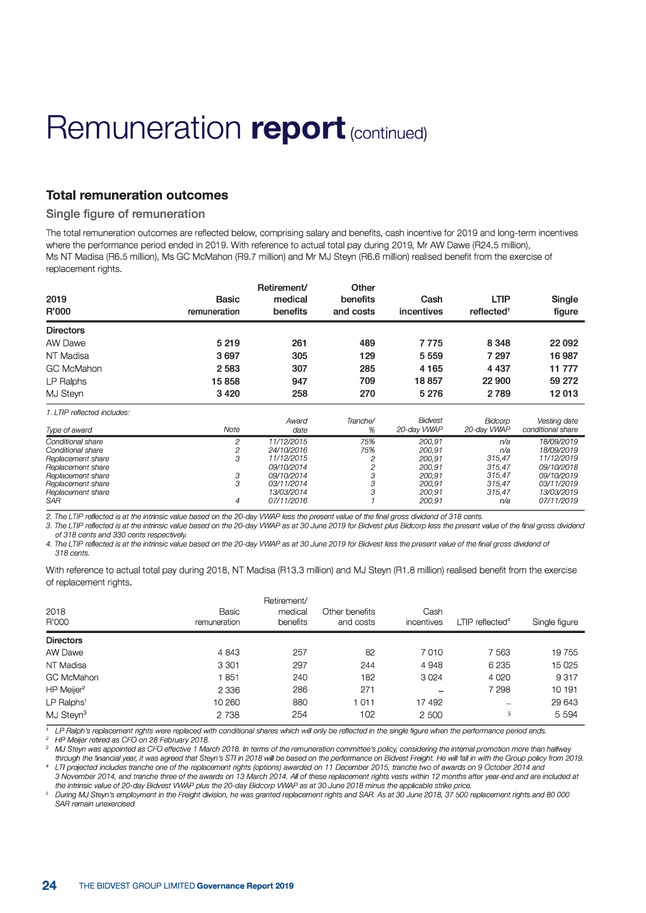# Remuneration **report** (continued)

## Total remuneration outcomes

### Single figure of remuneration

The total remuneration outcomes are reflected below, comprising salary and benefits, cash incentive for 2019 and long-term incentives where the performance period ended in 2019. With reference to actual total pay during 2019, Mr AW Dawe (R24.5 million), Ms NT Madisa (R6.5 million), Ms GC McMahon (R9.7 million) and Mr MJ Steyn (R6.6 million) realised benefit from the exercise of replacement rights.

| 2019 R'000 | Basic remuneration | Retirement/ medical benefits | Other benefits and costs | Cash incentives | LTIP reflected[1] | Single figure |
|---|---|---|---|---|---|---|
| **Directors** | | | | | | |
| AW Dawe | **5 219** | **261** | **489** | **7 775** | **8 348** | **22 092** |
| NT Madisa | **3 697** | **305** | **129** | **5 559** | **7 297** | **16 987** |
| GC McMahon | **2 583** | **307** | **285** | **4 165** | **4 437** | **11 777** |
| LP Ralphs | **15 858** | **947** | **709** | **18 857** | **22 900** | **59 272** |
| MJ Steyn | **3 420** | **258** | **270** | **5 276** | **2 789** | **12 013** |

*1. LTIP reflected includes:*

| *Type of award* | *Note* | *Award date* | *Tranche/ %* | *Bidvest 20-day VWAP* | *Bidcorp 20-day VWAP* | *Vesting date conditional share* |
|---|---|---|---|---|---|---|
| *Conditional share* | *2* | *11/12/2015* | *75%* | *200,91* | *n/a* | *18/09/2019* |
| *Conditional share* | *2* | *24/10/2016* | *75%* | *200,91* | *n/a* | *18/09/2019* |
| *Replacement share* | *3* | *11/12/2015* | *2* | *200,91* | *315,47* | *11/12/2019* |
| *Replacement share* | | *09/10/2014* | *2* | *200,91* | *315,47* | *09/10/2018* |
| *Replacement share* | *3* | *09/10/2014* | *3* | *200,91* | *315,47* | *09/10/2019* |
| *Replacement share* | *3* | *03/11/2014* | *3* | *200,91* | *315,47* | *03/11/2019* |
| *Replacement share* | | *13/03/2014* | *3* | *200,91* | *315,47* | *13/03/2019* |
| *SAR* | *4* | *07/11/2016* | *1* | *200,91* | *n/a* | *07/11/2019* |

*2. The LTIP reflected is at the intrinsic value based on the 20-day VWAP less the present value of the final gross dividend of 318 cents.*
*3. The LTIP reflected is at the intrinsic value based on the 20-day VWAP as at 30 June 2019 for Bidvest plus Bidcorp less the present value of the final gross dividend of 318 cents and 330 cents respectively.*
*4. The LTIP reflected is at the intrinsic value based on the 20-day VWAP as at 30 June 2019 for Bidvest less the present value of the final gross dividend of 318 cents.*

With reference to actual total pay during 2018, NT Madisa (R13.3 million) and MJ Steyn (R1.8 million) realised benefit from the exercise of replacement rights.

| 2018 R'000 | Basic remuneration | Retirement/ medical benefits | Other benefits and costs | Cash incentives | LTIP reflected[4] | Single figure |
|---|---|---|---|---|---|---|
| **Directors** | | | | | | |
| AW Dawe | 4 843 | 257 | 82 | 7 010 | 7 563 | 19 755 |
| NT Madisa | 3 301 | 297 | 244 | 4 948 | 6 235 | 15 025 |
| GC McMahon | 1 851 | 240 | 182 | 3 024 | 4 020 | 9 317 |
| HP Meijer[2] | 2 336 | 286 | 271 | – | 7 298 | 10 191 |
| LP Ralphs[1] | 10 260 | 880 | 1 011 | 17 492 | – | 29 643 |
| MJ Steyn[3] | 2 738 | 254 | 102 | 2 500 | [5] | 5 594 |

*[1] LP Ralph's replacement rights were replaced with conditional shares which will only be reflected in the single figure when the performance period ends.*
*[2] HP Meijer retired as CFO on 28 February 2018.*
*[3] MJ Steyn was appointed as CFO effective 1 March 2018. In terms of the remuneration committee's policy, considering the internal promotion more than halfway through the financial year, it was agreed that Steyn's STI in 2018 will be based on the performance on Bidvest Freight. He will fall in with the Group policy from 2019.*
*[4] LTI projected includes tranche one of the replacement rights (options) awarded on 11 December 2015, tranche two of awards on 9 October 2014 and 3 November 2014, and tranche three of the awards on 13 March 2014. All of these replacement rights vests within 12 months after year-end and are included at the intrinsic value of 20-day Bidvest VWAP plus the 20-day Bidcorp VWAP as at 30 June 2018 minus the applicable strike price.*
*[5] During MJ Steyn's employment in the Freight division, he was granted replacement rights and SAR. As at 30 June 2018, 37 500 replacement rights and 80 000 SAR remain unexercised.*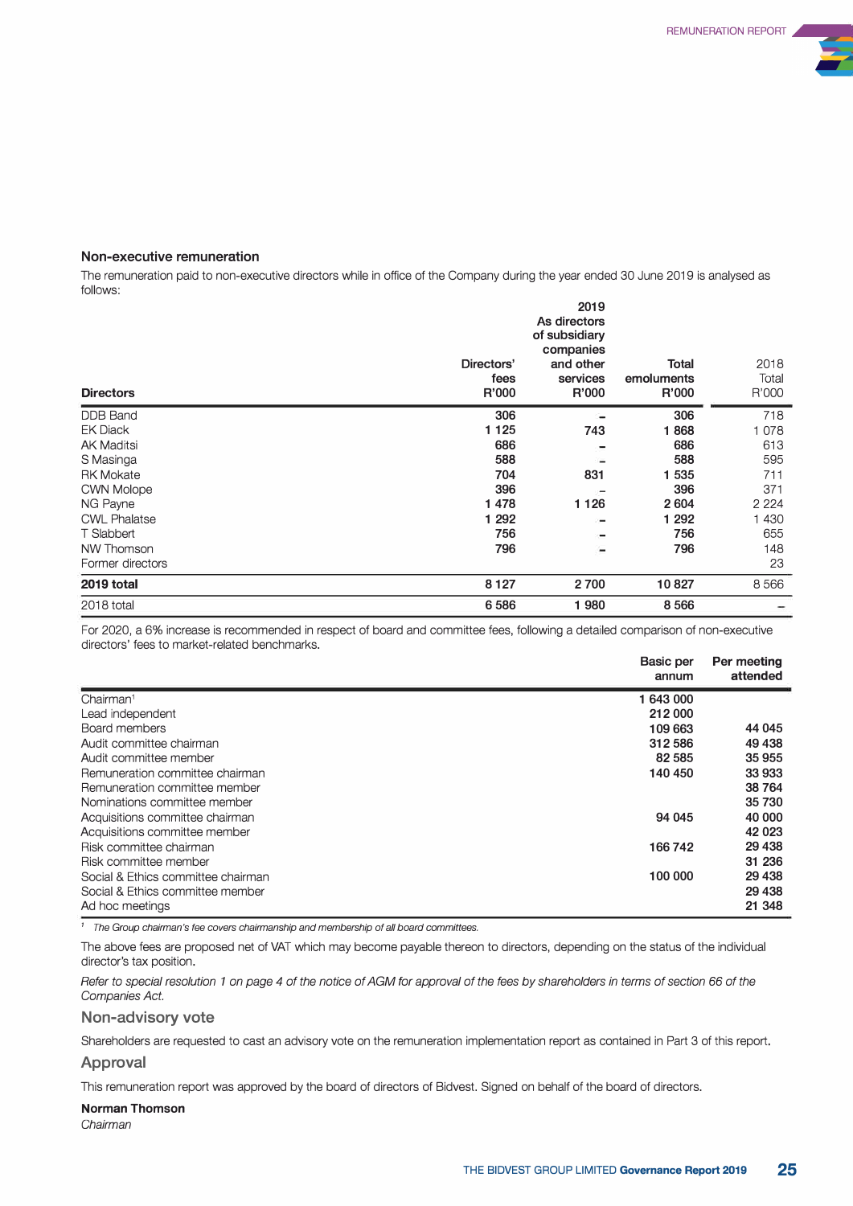## Non-executive remuneration

The remuneration paid to non-executive directors while in office of the Company during the year ended 30 June 2019 is analysed as follows:

| Directors | Directors' fees R'000 | 2019 As directors of subsidiary companies and other services R'000 | Total emoluments R'000 | 2018 Total R'000 |
|---|---|---|---|---|
| DDB Band | **306** | **–** | **306** | 718 |
| EK Diack | **1 125** | **743** | **1 868** | 1 078 |
| AK Maditsi | **686** | **–** | **686** | 613 |
| S Masinga | **588** | **–** | **588** | 595 |
| RK Mokate | **704** | **831** | **1 535** | 711 |
| CWN Molope | **396** | **–** | **396** | 371 |
| NG Payne | **1 478** | **1 126** | **2 604** | 2 224 |
| CWL Phalatse | **1 292** | **–** | **1 292** | 1 430 |
| T Slabbert | **756** | **–** | **756** | 655 |
| NW Thomson | **796** | **–** | **796** | 148 |
| Former directors | | | | 23 |
| **2019 total** | **8 127** | **2 700** | **10 827** | 8 566 |
| 2018 total | 6 586 | 1 980 | 8 566 | – |

For 2020, a 6% increase is recommended in respect of board and committee fees, following a detailed comparison of non-executive directors' fees to market-related benchmarks.

| | Basic per annum | Per meeting attended |
|---|---|---|
| Chairman[1] | **1 643 000** | |
| Lead independent | **212 000** | |
| Board members | **109 663** | **44 045** |
| Audit committee chairman | **312 586** | **49 438** |
| Audit committee member | **82 585** | **35 955** |
| Remuneration committee chairman | **140 450** | **33 933** |
| Remuneration committee member | | **38 764** |
| Nominations committee member | | **35 730** |
| Acquisitions committee chairman | **94 045** | **40 000** |
| Acquisitions committee member | | **42 023** |
| Risk committee chairman | **166 742** | **29 438** |
| Risk committee member | | **31 236** |
| Social & Ethics committee chairman | **100 000** | **29 438** |
| Social & Ethics committee member | | **29 438** |
| Ad hoc meetings | | **21 348** |

[1] *The Group chairman's fee covers chairmanship and membership of all board committees.*

The above fees are proposed net of VAT which may become payable thereon to directors, depending on the status of the individual director's tax position.

*Refer to special resolution 1 on page 4 of the notice of AGM for approval of the fees by shareholders in terms of section 66 of the Companies Act.*

## Non-advisory vote

Shareholders are requested to cast an advisory vote on the remuneration implementation report as contained in Part 3 of this report.

## Approval

This remuneration report was approved by the board of directors of Bidvest. Signed on behalf of the board of directors.

**Norman Thomson**
*Chairman*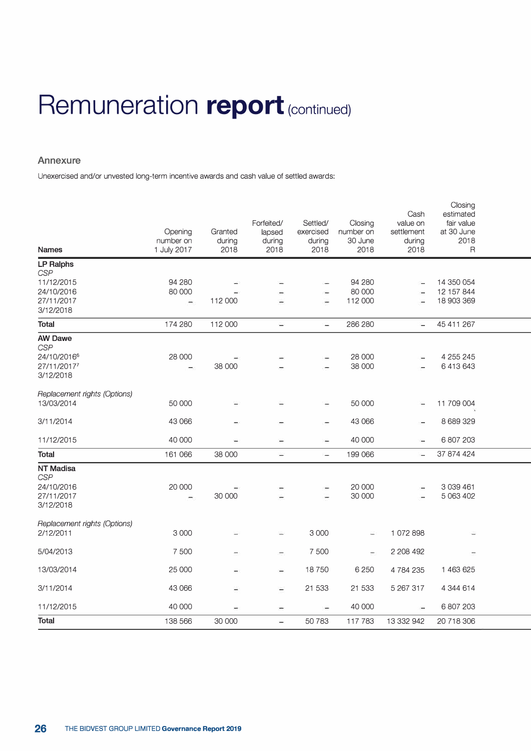# Remuneration **report** (continued)

## Annexure

Unexercised and/or unvested long-term incentive awards and cash value of settled awards:

| Names | Opening number on 1 July 2017 | Granted during 2018 | Forfeited/ lapsed during 2018 | Settled/ exercised during 2018 | Closing number on 30 June 2018 | Cash value on settlement during 2018 | Closing estimated fair value at 30 June 2018 R |
|---|---|---|---|---|---|---|---|
| **LP Ralphs** | | | | | | | |
| *CSP* | | | | | | | |
| 11/12/2015 | 94 280 | – | – | – | 94 280 | – | 14 350 054 |
| 24/10/2016 | 80 000 | – | – | – | 80 000 | – | 12 157 844 |
| 27/11/2017 | – | 112 000 | – | – | 112 000 | – | 18 903 369 |
| 3/12/2018 | | | | | | | |
| **Total** | 174 280 | 112 000 | – | – | 286 280 | – | 45 411 267 |
| **AW Dawe** | | | | | | | |
| *CSP* | | | | | | | |
| 24/10/2016[6] | 28 000 | – | – | – | 28 000 | – | 4 255 245 |
| 27/11/2017[7] | – | 38 000 | – | – | 38 000 | – | 6 413 643 |
| 3/12/2018 | | | | | | | |
| *Replacement rights (Options)* | | | | | | | |
| 13/03/2014 | 50 000 | – | – | – | 50 000 | – | 11 709 004 |
| 3/11/2014 | 43 066 | – | – | – | 43 066 | – | 8 689 329 |
| 11/12/2015 | 40 000 | – | – | – | 40 000 | – | 6 807 203 |
| **Total** | 161 066 | 38 000 | – | – | 199 066 | – | 37 874 424 |
| **NT Madisa** | | | | | | | |
| *CSP* | | | | | | | |
| 24/10/2016 | 20 000 | – | – | – | 20 000 | – | 3 039 461 |
| 27/11/2017 | – | 30 000 | – | – | 30 000 | – | 5 063 402 |
| 3/12/2018 | | | | | | | |
| *Replacement rights (Options)* | | | | | | | |
| 2/12/2011 | 3 000 | – | – | 3 000 | – | 1 072 898 | – |
| 5/04/2013 | 7 500 | – | – | 7 500 | – | 2 208 492 | – |
| 13/03/2014 | 25 000 | – | – | 18 750 | 6 250 | 4 784 235 | 1 463 625 |
| 3/11/2014 | 43 066 | – | – | 21 533 | 21 533 | 5 267 317 | 4 344 614 |
| 11/12/2015 | 40 000 | – | – | – | 40 000 | – | 6 807 203 |
| **Total** | 138 566 | 30 000 | – | 50 783 | 117 783 | 13 332 942 | 20 718 306 |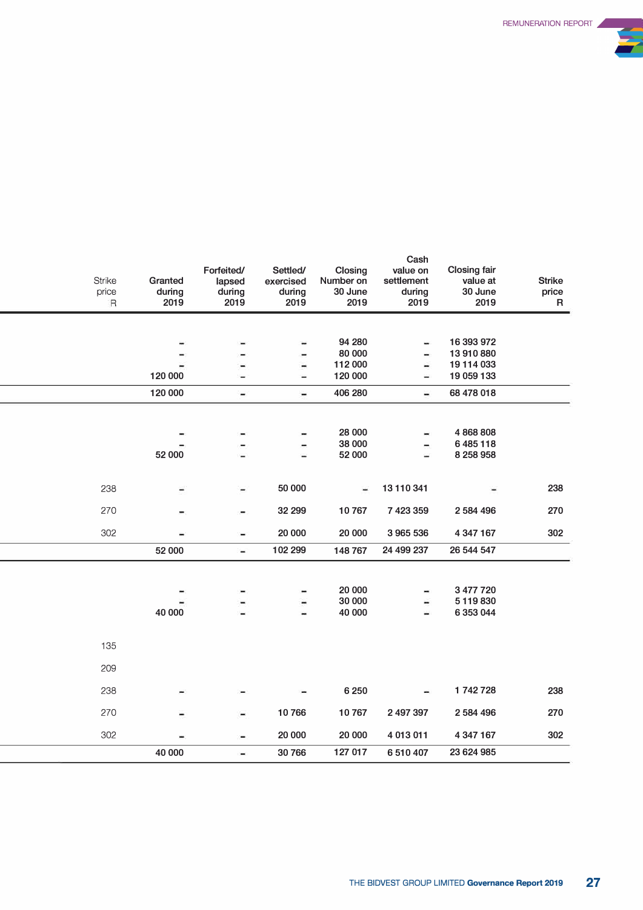| Strike price R | Granted during 2019 | Forfeited/ lapsed during 2019 | Settled/ exercised during 2019 | Closing Number on 30 June 2019 | Cash value on settlement during 2019 | Closing fair value at 30 June 2019 | Strike price R |
|---|---|---|---|---|---|---|---|
| | – | – | – | 94 280 | – | 16 393 972 | |
| | – | – | – | 80 000 | – | 13 910 880 | |
| | – | – | – | 112 000 | – | 19 114 033 | |
| | 120 000 | – | – | 120 000 | – | 19 059 133 | |
| | 120 000 | – | – | 406 280 | – | 68 478 018 | |
| | – | – | – | 28 000 | – | 4 868 808 | |
| | – | – | – | 38 000 | – | 6 485 118 | |
| | 52 000 | – | – | 52 000 | – | 8 258 958 | |
| 238 | – | – | 50 000 | – | 13 110 341 | – | 238 |
| 270 | – | – | 32 299 | 10 767 | 7 423 359 | 2 584 496 | 270 |
| 302 | – | – | 20 000 | 20 000 | 3 965 536 | 4 347 167 | 302 |
| | 52 000 | – | 102 299 | 148 767 | 24 499 237 | 26 544 547 | |
| | – | – | – | 20 000 | – | 3 477 720 | |
| | – | – | – | 30 000 | – | 5 119 830 | |
| | 40 000 | – | – | 40 000 | – | 6 353 044 | |
| 135 | | | | | | | |
| 209 | | | | | | | |
| 238 | – | – | – | 6 250 | – | 1 742 728 | 238 |
| 270 | – | – | 10 766 | 10 767 | 2 497 397 | 2 584 496 | 270 |
| 302 | – | – | 20 000 | 20 000 | 4 013 011 | 4 347 167 | 302 |
| | 40 000 | – | 30 766 | 127 017 | 6 510 407 | 23 624 985 | |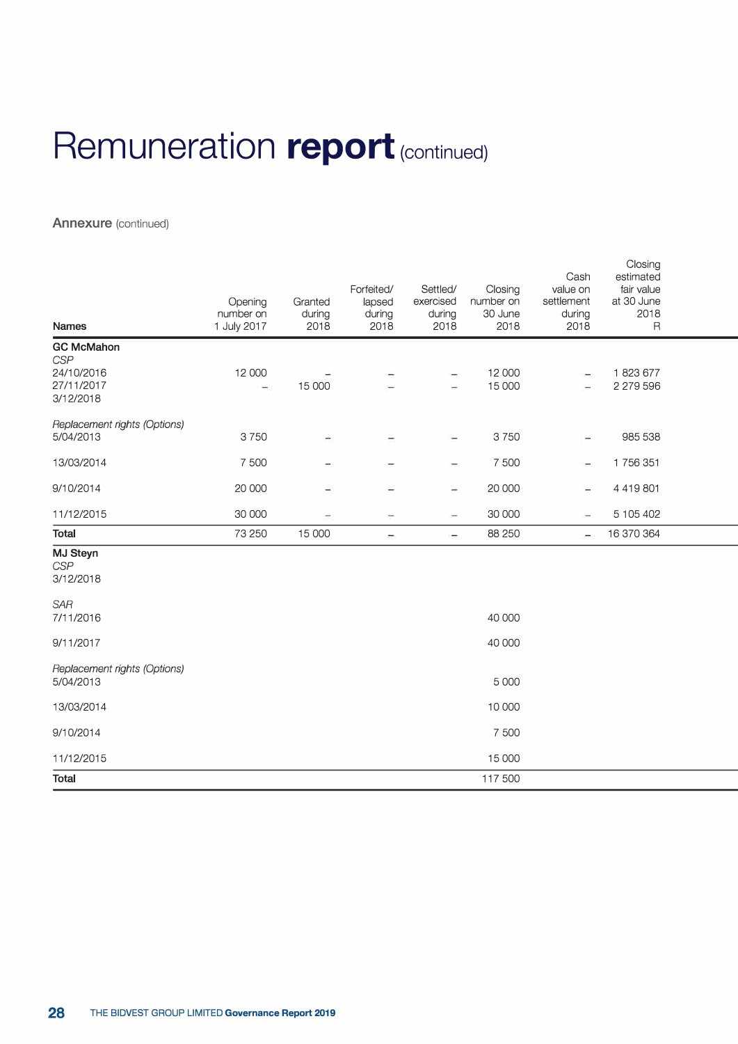# Remuneration **report** (continued)

**Annexure** (continued)

| Names | Opening number on 1 July 2017 | Granted during 2018 | Forfeited/ lapsed during 2018 | Settled/ exercised during 2018 | Closing number on 30 June 2018 | Cash value on settlement during 2018 | Closing estimated fair value at 30 June 2018 R |
|---|---|---|---|---|---|---|---|
| **GC McMahon** | | | | | | | |
| *CSP* | | | | | | | |
| 24/10/2016 | 12 000 | – | – | – | 12 000 | – | 1 823 677 |
| 27/11/2017 | – | 15 000 | – | – | 15 000 | – | 2 279 596 |
| 3/12/2018 | | | | | | | |
| *Replacement rights (Options)* | | | | | | | |
| 5/04/2013 | 3 750 | – | – | – | 3 750 | – | 985 538 |
| 13/03/2014 | 7 500 | – | – | – | 7 500 | – | 1 756 351 |
| 9/10/2014 | 20 000 | – | – | – | 20 000 | – | 4 419 801 |
| 11/12/2015 | 30 000 | – | – | – | 30 000 | – | 5 105 402 |
| **Total** | 73 250 | 15 000 | – | – | 88 250 | – | 16 370 364 |
| **MJ Steyn** | | | | | | | |
| *CSP* | | | | | | | |
| 3/12/2018 | | | | | | | |
| *SAR* | | | | | | | |
| 7/11/2016 | | | | | 40 000 | | |
| 9/11/2017 | | | | | 40 000 | | |
| *Replacement rights (Options)* | | | | | | | |
| 5/04/2013 | | | | | 5 000 | | |
| 13/03/2014 | | | | | 10 000 | | |
| 9/10/2014 | | | | | 7 500 | | |
| 11/12/2015 | | | | | 15 000 | | |
| **Total** | | | | | 117 500 | | |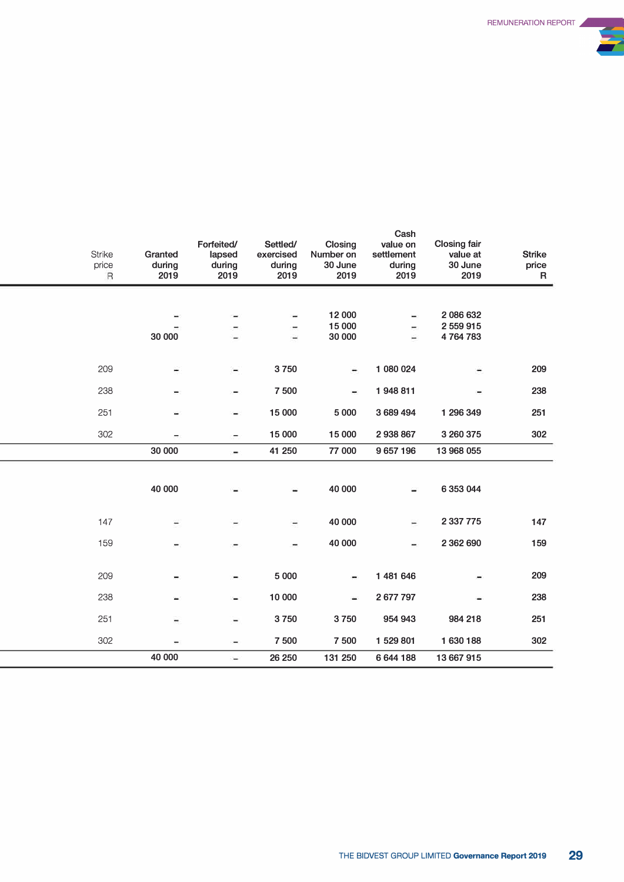| Strike price R | Granted during 2019 | Forfeited/ lapsed during 2019 | Settled/ exercised during 2019 | Closing Number on 30 June 2019 | Cash value on settlement during 2019 | Closing fair value at 30 June 2019 | Strike price R |
|---|---|---|---|---|---|---|---|
| | – | – | – | 12 000 | – | 2 086 632 | |
| | – | – | – | 15 000 | – | 2 559 915 | |
| | 30 000 | – | – | 30 000 | – | 4 764 783 | |
| 209 | – | – | 3 750 | – | 1 080 024 | – | 209 |
| 238 | – | – | 7 500 | – | 1 948 811 | – | 238 |
| 251 | – | – | 15 000 | 5 000 | 3 689 494 | 1 296 349 | 251 |
| 302 | – | – | 15 000 | 15 000 | 2 938 867 | 3 260 375 | 302 |
| | 30 000 | – | 41 250 | 77 000 | 9 657 196 | 13 968 055 | |
| | 40 000 | – | – | 40 000 | – | 6 353 044 | |
| 147 | – | – | – | 40 000 | – | 2 337 775 | 147 |
| 159 | – | – | – | 40 000 | – | 2 362 690 | 159 |
| 209 | – | – | 5 000 | – | 1 481 646 | – | 209 |
| 238 | – | – | 10 000 | – | 2 677 797 | – | 238 |
| 251 | – | – | 3 750 | 3 750 | 954 943 | 984 218 | 251 |
| 302 | – | – | 7 500 | 7 500 | 1 529 801 | 1 630 188 | 302 |
| | 40 000 | – | 26 250 | 131 250 | 6 644 188 | 13 667 915 | |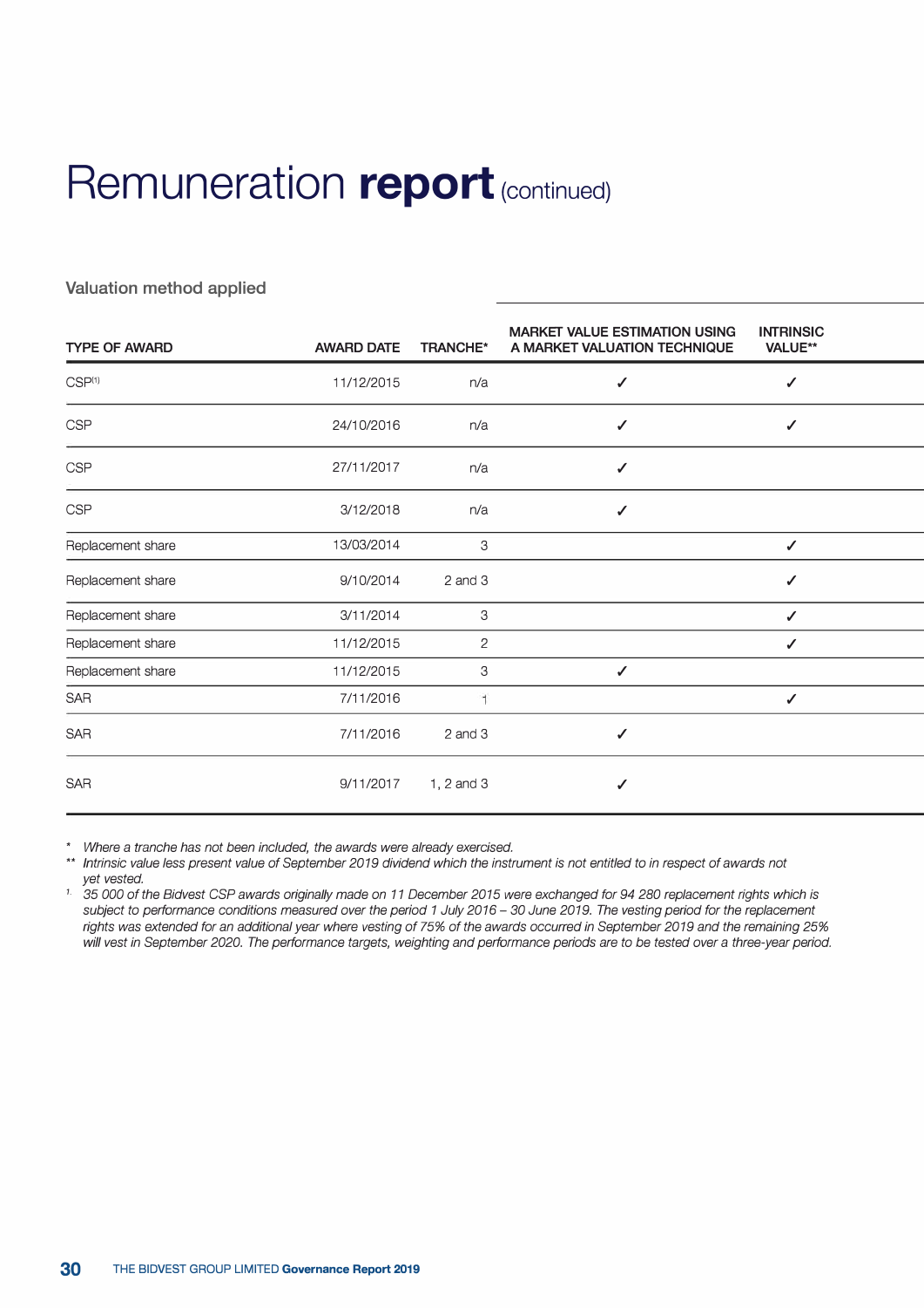# Remuneration report (continued)

### Valuation method applied

| TYPE OF AWARD | AWARD DATE | TRANCHE* | MARKET VALUE ESTIMATION USING A MARKET VALUATION TECHNIQUE | INTRINSIC VALUE** |
|---|---|---|---|---|
| CSP[1] | 11/12/2015 | n/a | ✓ | ✓ |
| CSP | 24/10/2016 | n/a | ✓ | ✓ |
| CSP | 27/11/2017 | n/a | ✓ | |
| CSP | 3/12/2018 | n/a | ✓ | |
| Replacement share | 13/03/2014 | 3 | | ✓ |
| Replacement share | 9/10/2014 | 2 and 3 | | ✓ |
| Replacement share | 3/11/2014 | 3 | | ✓ |
| Replacement share | 11/12/2015 | 2 | | ✓ |
| Replacement share | 11/12/2015 | 3 | ✓ | |
| SAR | 7/11/2016 | 1 | | ✓ |
| SAR | 7/11/2016 | 2 and 3 | ✓ | |
| SAR | 9/11/2017 | 1, 2 and 3 | ✓ | |

\* *Where a tranche has not been included, the awards were already exercised.*

\*\* *Intrinsic value less present value of September 2019 dividend which the instrument is not entitled to in respect of awards not yet vested.*

[1] *35 000 of the Bidvest CSP awards originally made on 11 December 2015 were exchanged for 94 280 replacement rights which is subject to performance conditions measured over the period 1 July 2016 – 30 June 2019. The vesting period for the replacement rights was extended for an additional year where vesting of 75% of the awards occurred in September 2019 and the remaining 25% will vest in September 2020. The performance targets, weighting and performance periods are to be tested over a three-year period.*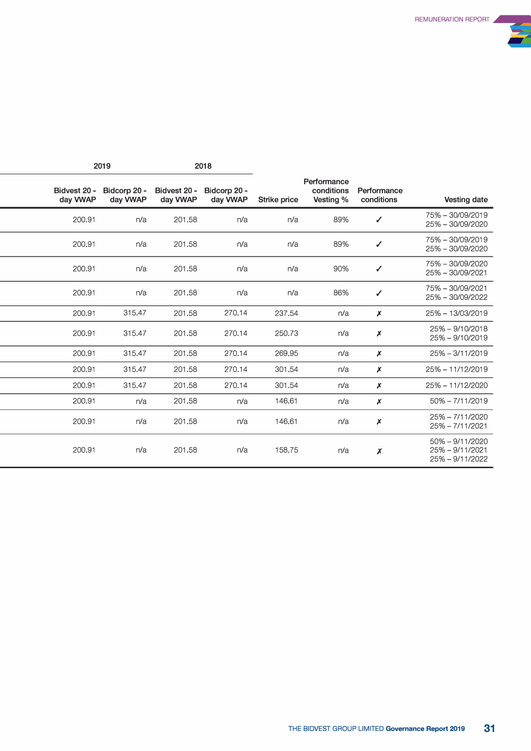| 2019 | | 2018 | | | | | |
|---|---|---|---|---|---|---|---|
| Bidvest 20 - day VWAP | Bidcorp 20 - day VWAP | Bidvest 20 - day VWAP | Bidcorp 20 - day VWAP | Strike price | Performance conditions Vesting % | Performance conditions | Vesting date |
| 200.91 | n/a | 201.58 | n/a | n/a | 89% | ✓ | 75% – 30/09/2019<br>25% – 30/09/2020 |
| 200.91 | n/a | 201.58 | n/a | n/a | 89% | ✓ | 75% – 30/09/2019<br>25% – 30/09/2020 |
| 200.91 | n/a | 201.58 | n/a | n/a | 90% | ✓ | 75% – 30/09/2020<br>25% – 30/09/2021 |
| 200.91 | n/a | 201.58 | n/a | n/a | 86% | ✓ | 75% – 30/09/2021<br>25% – 30/09/2022 |
| 200.91 | 315.47 | 201.58 | 270.14 | 237.54 | n/a | ✗ | 25% – 13/03/2019 |
| 200.91 | 315.47 | 201.58 | 270.14 | 250.73 | n/a | ✗ | 25% – 9/10/2018<br>25% – 9/10/2019 |
| 200.91 | 315.47 | 201.58 | 270.14 | 269.95 | n/a | ✗ | 25% – 3/11/2019 |
| 200.91 | 315.47 | 201.58 | 270.14 | 301.54 | n/a | ✗ | 25% – 11/12/2019 |
| 200.91 | 315.47 | 201.58 | 270.14 | 301.54 | n/a | ✗ | 25% – 11/12/2020 |
| 200.91 | n/a | 201.58 | n/a | 146.61 | n/a | ✗ | 50% – 7/11/2019 |
| 200.91 | n/a | 201.58 | n/a | 146.61 | n/a | ✗ | 25% – 7/11/2020<br>25% – 7/11/2021 |
| 200.91 | n/a | 201.58 | n/a | 158.75 | n/a | ✗ | 50% – 9/11/2020<br>25% – 9/11/2021<br>25% – 9/11/2022 |